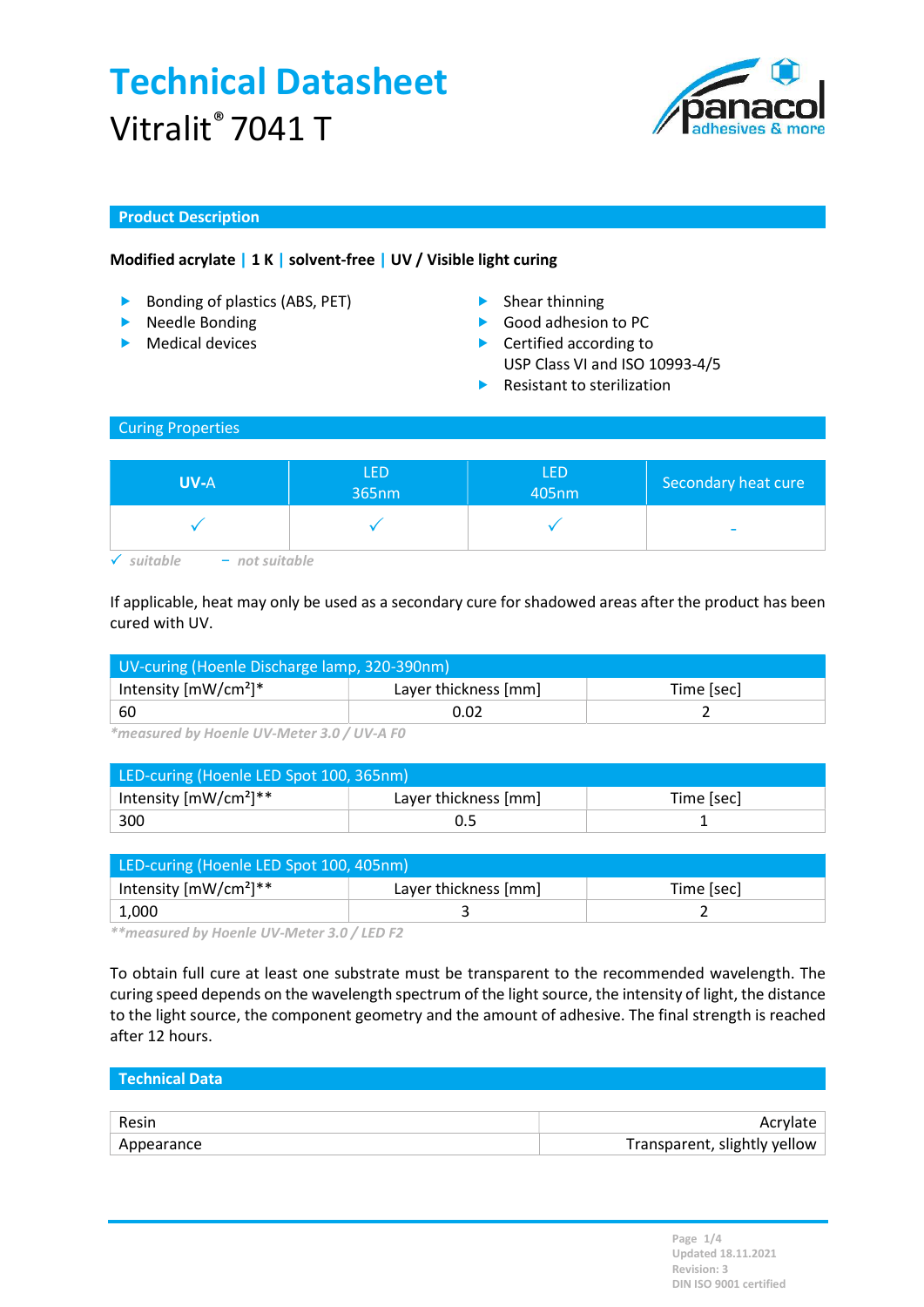# Technical Datasheet

Vitralit® 7041 T

## Product Description

**Modified acrylate | 1 K | solvent-free | UV / Visible light curing**

- Bonding of plastics (ABS, PET)
- Needle Bonding
- Medical devices
- Shear thinning
- Good adhesion to PC
- Certified according to USP Class VI and ISO 10993-4/5
- Resistant to sterilization

## Curing Properties

| UV-A | LED 365nm | LED 405nm | Secondary heat cure |
|---|---|---|---|
| ✓ | ✓ | ✓ | - |

*✓ suitable – not suitable*

If applicable, heat may only be used as a secondary cure for shadowed areas after the product has been cured with UV.

| UV-curing (Hoenle Discharge lamp, 320-390nm) | | |
|---|---|---|
| Intensity [mW/cm²]* | Layer thickness [mm] | Time [sec] |
| 60 | 0.02 | 2 |

*\*measured by Hoenle UV-Meter 3.0 / UV-A F0*

| LED-curing (Hoenle LED Spot 100, 365nm) | | |
|---|---|---|
| Intensity [mW/cm²]** | Layer thickness [mm] | Time [sec] |
| 300 | 0.5 | 1 |

| LED-curing (Hoenle LED Spot 100, 405nm) | | |
|---|---|---|
| Intensity [mW/cm²]** | Layer thickness [mm] | Time [sec] |
| 1,000 | 3 | 2 |

*\*\*measured by Hoenle UV-Meter 3.0 / LED F2*

To obtain full cure at least one substrate must be transparent to the recommended wavelength. The curing speed depends on the wavelength spectrum of the light source, the intensity of light, the distance to the light source, the component geometry and the amount of adhesive. The final strength is reached after 12 hours.

## Technical Data

| | |
|---|---|
| Resin | Acrylate |
| Appearance | Transparent, slightly yellow |

Updated 18.11.2021
Revision: 3
DIN ISO 9001 certified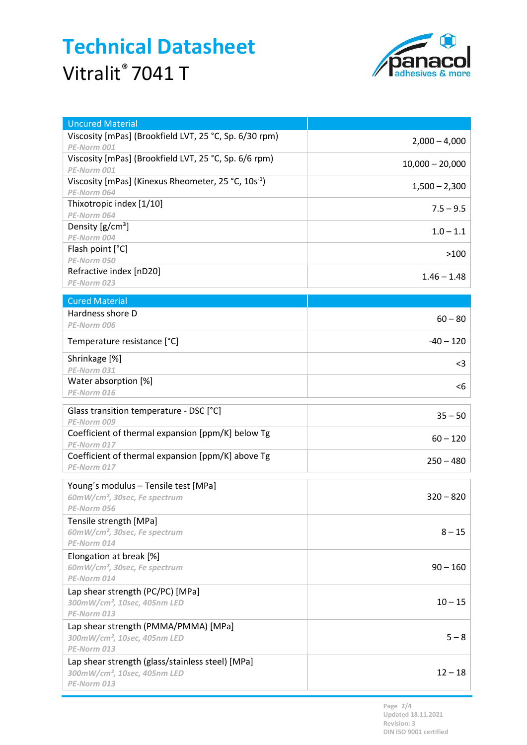# Technical Datasheet

Vitralit® 7041 T

| Uncured Material | |
|---|---|
| Viscosity [mPas] (Brookfield LVT, 25 °C, Sp. 6/30 rpm)<br>*PE-Norm 001* | 2,000 – 4,000 |
| Viscosity [mPas] (Brookfield LVT, 25 °C, Sp. 6/6 rpm)<br>*PE-Norm 001* | 10,000 – 20,000 |
| Viscosity [mPas] (Kinexus Rheometer, 25 °C, $10s^{-1}$)<br>*PE-Norm 064* | 1,500 – 2,300 |
| Thixotropic index [1/10]<br>*PE-Norm 064* | 7.5 – 9.5 |
| Density [g/cm³]<br>*PE-Norm 004* | 1.0 – 1.1 |
| Flash point [°C]<br>*PE-Norm 050* | >100 |
| Refractive index [nD20]<br>*PE-Norm 023* | 1.46 – 1.48 |

| Cured Material | |
|---|---|
| Hardness shore D<br>*PE-Norm 006* | 60 – 80 |
| Temperature resistance [°C] | -40 – 120 |
| Shrinkage [%]<br>*PE-Norm 031* | <3 |
| Water absorption [%]<br>*PE-Norm 016* | <6 |
| Glass transition temperature - DSC [°C]<br>*PE-Norm 009* | 35 – 50 |
| Coefficient of thermal expansion [ppm/K] below Tg<br>*PE-Norm 017* | 60 – 120 |
| Coefficient of thermal expansion [ppm/K] above Tg<br>*PE-Norm 017* | 250 – 480 |
| Young´s modulus – Tensile test [MPa]<br>*60mW/cm², 30sec, Fe spectrum*<br>*PE-Norm 056* | 320 – 820 |
| Tensile strength [MPa]<br>*60mW/cm², 30sec, Fe spectrum*<br>*PE-Norm 014* | 8 – 15 |
| Elongation at break [%]<br>*60mW/cm², 30sec, Fe spectrum*<br>*PE-Norm 014* | 90 – 160 |
| Lap shear strength (PC/PC) [MPa]<br>*300mW/cm², 10sec, 405nm LED*<br>*PE-Norm 013* | 10 – 15 |
| Lap shear strength (PMMA/PMMA) [MPa]<br>*300mW/cm², 10sec, 405nm LED*<br>*PE-Norm 013* | 5 – 8 |
| Lap shear strength (glass/stainless steel) [MPa]<br>*300mW/cm², 10sec, 405nm LED*<br>*PE-Norm 013* | 12 – 18 |

Updated 18.11.2021
Revision: 3
DIN ISO 9001 certified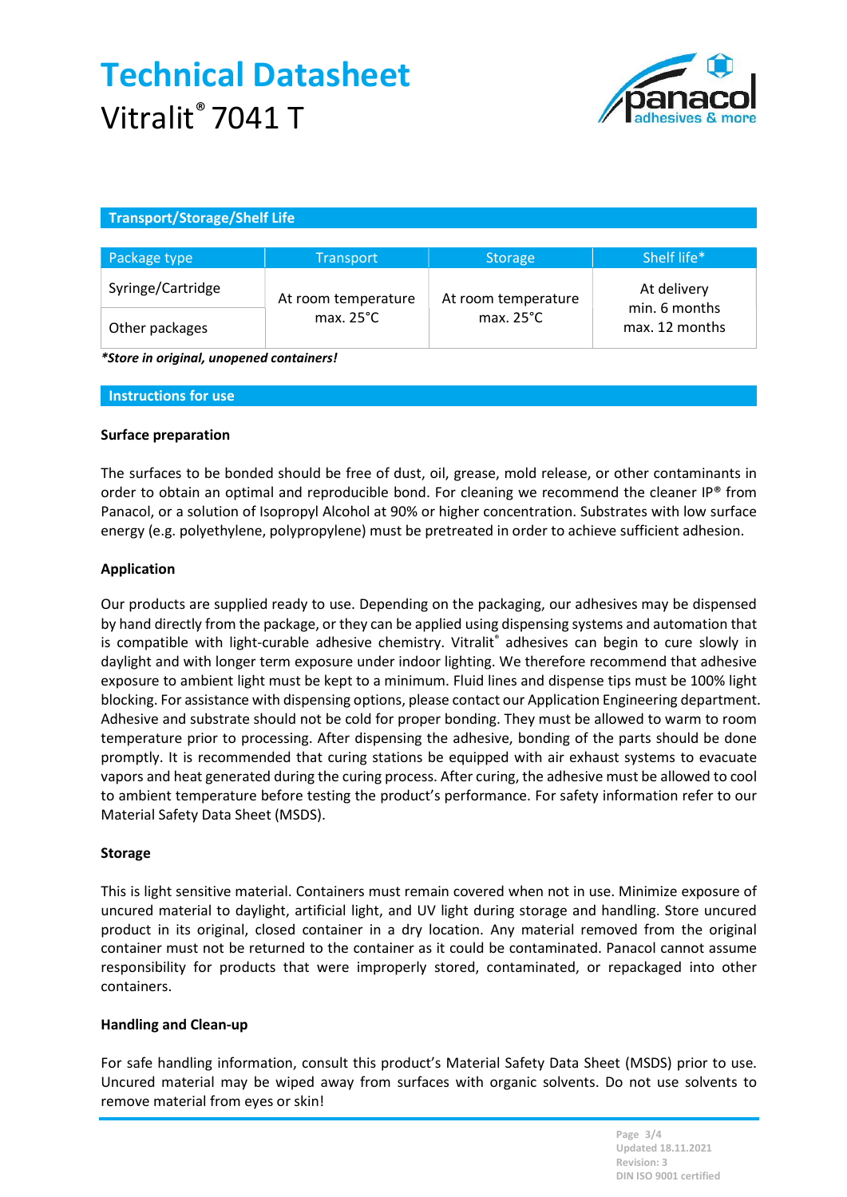# Technical Datasheet

Vitralit® 7041 T

## Transport/Storage/Shelf Life

| Package type | Transport | Storage | Shelf life* |
|---|---|---|---|
| Syringe/Cartridge | At room temperature max. 25°C | At room temperature max. 25°C | At delivery min. 6 months max. 12 months |
| Other packages | | | |

***Store in original, unopened containers!***

## Instructions for use

### Surface preparation

The surfaces to be bonded should be free of dust, oil, grease, mold release, or other contaminants in order to obtain an optimal and reproducible bond. For cleaning we recommend the cleaner IP® from Panacol, or a solution of Isopropyl Alcohol at 90% or higher concentration. Substrates with low surface energy (e.g. polyethylene, polypropylene) must be pretreated in order to achieve sufficient adhesion.

### Application

Our products are supplied ready to use. Depending on the packaging, our adhesives may be dispensed by hand directly from the package, or they can be applied using dispensing systems and automation that is compatible with light-curable adhesive chemistry. Vitralit® adhesives can begin to cure slowly in daylight and with longer term exposure under indoor lighting. We therefore recommend that adhesive exposure to ambient light must be kept to a minimum. Fluid lines and dispense tips must be 100% light blocking. For assistance with dispensing options, please contact our Application Engineering department. Adhesive and substrate should not be cold for proper bonding. They must be allowed to warm to room temperature prior to processing. After dispensing the adhesive, bonding of the parts should be done promptly. It is recommended that curing stations be equipped with air exhaust systems to evacuate vapors and heat generated during the curing process. After curing, the adhesive must be allowed to cool to ambient temperature before testing the product's performance. For safety information refer to our Material Safety Data Sheet (MSDS).

### Storage

This is light sensitive material. Containers must remain covered when not in use. Minimize exposure of uncured material to daylight, artificial light, and UV light during storage and handling. Store uncured product in its original, closed container in a dry location. Any material removed from the original container must not be returned to the container as it could be contaminated. Panacol cannot assume responsibility for products that were improperly stored, contaminated, or repackaged into other containers.

### Handling and Clean-up

For safe handling information, consult this product's Material Safety Data Sheet (MSDS) prior to use. Uncured material may be wiped away from surfaces with organic solvents. Do not use solvents to remove material from eyes or skin!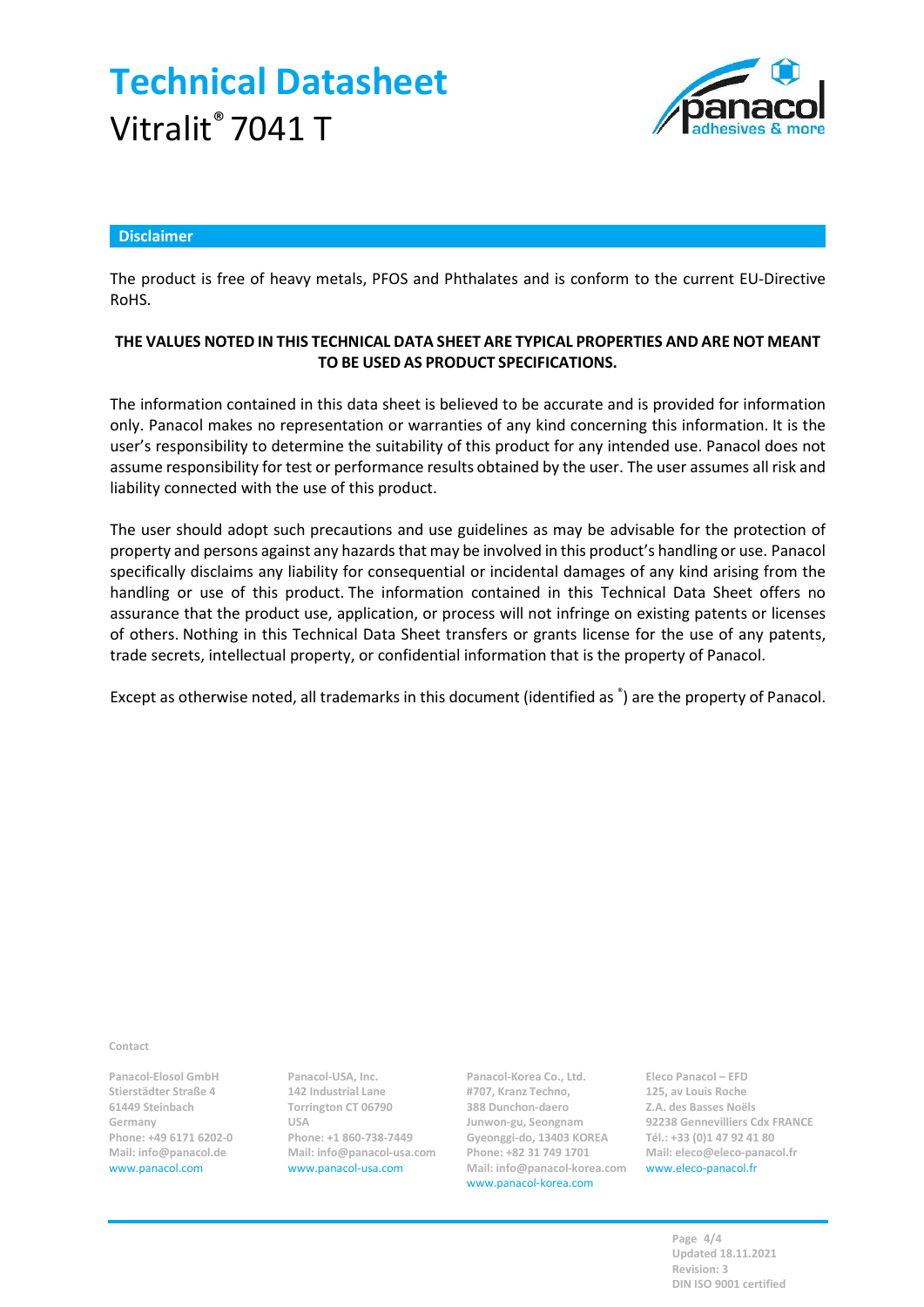# Technical Datasheet

Vitralit® 7041 T

## Disclaimer

The product is free of heavy metals, PFOS and Phthalates and is conform to the current EU-Directive RoHS.

**THE VALUES NOTED IN THIS TECHNICAL DATA SHEET ARE TYPICAL PROPERTIES AND ARE NOT MEANT TO BE USED AS PRODUCT SPECIFICATIONS.**

The information contained in this data sheet is believed to be accurate and is provided for information only. Panacol makes no representation or warranties of any kind concerning this information. It is the user's responsibility to determine the suitability of this product for any intended use. Panacol does not assume responsibility for test or performance results obtained by the user. The user assumes all risk and liability connected with the use of this product.

The user should adopt such precautions and use guidelines as may be advisable for the protection of property and persons against any hazards that may be involved in this product's handling or use. Panacol specifically disclaims any liability for consequential or incidental damages of any kind arising from the handling or use of this product. The information contained in this Technical Data Sheet offers no assurance that the product use, application, or process will not infringe on existing patents or licenses of others. Nothing in this Technical Data Sheet transfers or grants license for the use of any patents, trade secrets, intellectual property, or confidential information that is the property of Panacol.

Except as otherwise noted, all trademarks in this document (identified as ®) are the property of Panacol.

Contact

Panacol-Elosol GmbH
Stierstädter Straße 4
61449 Steinbach
Germany
Phone: +49 6171 6202-0
Mail: info@panacol.de
www.panacol.com

Panacol-USA, Inc.
142 Industrial Lane
Torrington CT 06790
USA
Phone: +1 860-738-7449
Mail: info@panacol-usa.com
www.panacol-usa.com

Panacol-Korea Co., Ltd.
#707, Kranz Techno,
388 Dunchon-daero
Junwon-gu, Seongnam
Gyeonggi-do, 13403 KOREA
Phone: +82 31 749 1701
Mail: info@panacol-korea.com
www.panacol-korea.com

Eleco Panacol – EFD
125, av Louis Roche
Z.A. des Basses Noëls
92238 Gennevilliers Cdx FRANCE
Tél.: +33 (0)1 47 92 41 80
Mail: eleco@eleco-panacol.fr
www.eleco-panacol.fr

Updated 18.11.2021
Revision: 3
DIN ISO 9001 certified